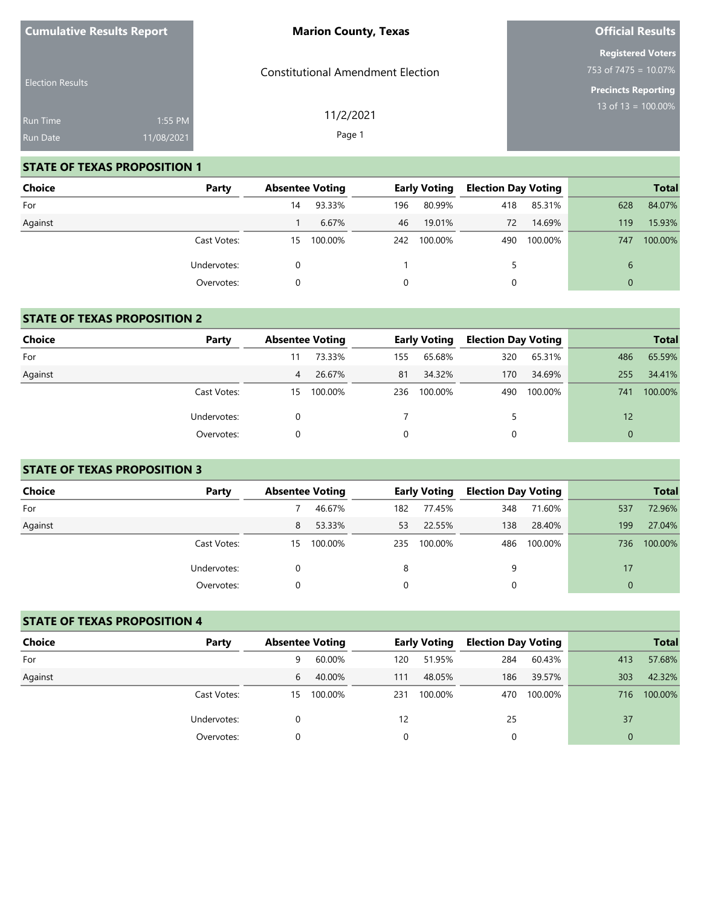**Cumulative Results Report**

Election Results

Run Time 1:55 PM

Run Date 11/08/2021

**Marion County, Texas**

Constitutional Amendment Election

11/2/2021

**Official Results**

**Registered Voters**

753 of 7475 = 10.07%

**Precincts Reporting**

13 of 13 = 100.00%

## STATE OF TEXAS PROPOSITION 1

| Choice | Party | Absentee Voting | | Early Voting | | Election Day Voting | | Total | |
|---|---|---|---|---|---|---|---|---|---|
| For | | 14 | 93.33% | 196 | 80.99% | 418 | 85.31% | 628 | 84.07% |
| Against | | 1 | 6.67% | 46 | 19.01% | 72 | 14.69% | 119 | 15.93% |
| | Cast Votes: | 15 | 100.00% | 242 | 100.00% | 490 | 100.00% | 747 | 100.00% |
| | Undervotes: | 0 | | 1 | | 5 | | 6 | |
| | Overvotes: | 0 | | 0 | | 0 | | 0 | |

## STATE OF TEXAS PROPOSITION 2

| Choice | Party | Absentee Voting | | Early Voting | | Election Day Voting | | Total | |
|---|---|---|---|---|---|---|---|---|---|
| For | | 11 | 73.33% | 155 | 65.68% | 320 | 65.31% | 486 | 65.59% |
| Against | | 4 | 26.67% | 81 | 34.32% | 170 | 34.69% | 255 | 34.41% |
| | Cast Votes: | 15 | 100.00% | 236 | 100.00% | 490 | 100.00% | 741 | 100.00% |
| | Undervotes: | 0 | | 7 | | 5 | | 12 | |
| | Overvotes: | 0 | | 0 | | 0 | | 0 | |

## STATE OF TEXAS PROPOSITION 3

| Choice | Party | Absentee Voting | | Early Voting | | Election Day Voting | | Total | |
|---|---|---|---|---|---|---|---|---|---|
| For | | 7 | 46.67% | 182 | 77.45% | 348 | 71.60% | 537 | 72.96% |
| Against | | 8 | 53.33% | 53 | 22.55% | 138 | 28.40% | 199 | 27.04% |
| | Cast Votes: | 15 | 100.00% | 235 | 100.00% | 486 | 100.00% | 736 | 100.00% |
| | Undervotes: | 0 | | 8 | | 9 | | 17 | |
| | Overvotes: | 0 | | 0 | | 0 | | 0 | |

## STATE OF TEXAS PROPOSITION 4

| Choice | Party | Absentee Voting | | Early Voting | | Election Day Voting | | Total | |
|---|---|---|---|---|---|---|---|---|---|
| For | | 9 | 60.00% | 120 | 51.95% | 284 | 60.43% | 413 | 57.68% |
| Against | | 6 | 40.00% | 111 | 48.05% | 186 | 39.57% | 303 | 42.32% |
| | Cast Votes: | 15 | 100.00% | 231 | 100.00% | 470 | 100.00% | 716 | 100.00% |
| | Undervotes: | 0 | | 12 | | 25 | | 37 | |
| | Overvotes: | 0 | | 0 | | 0 | | 0 | |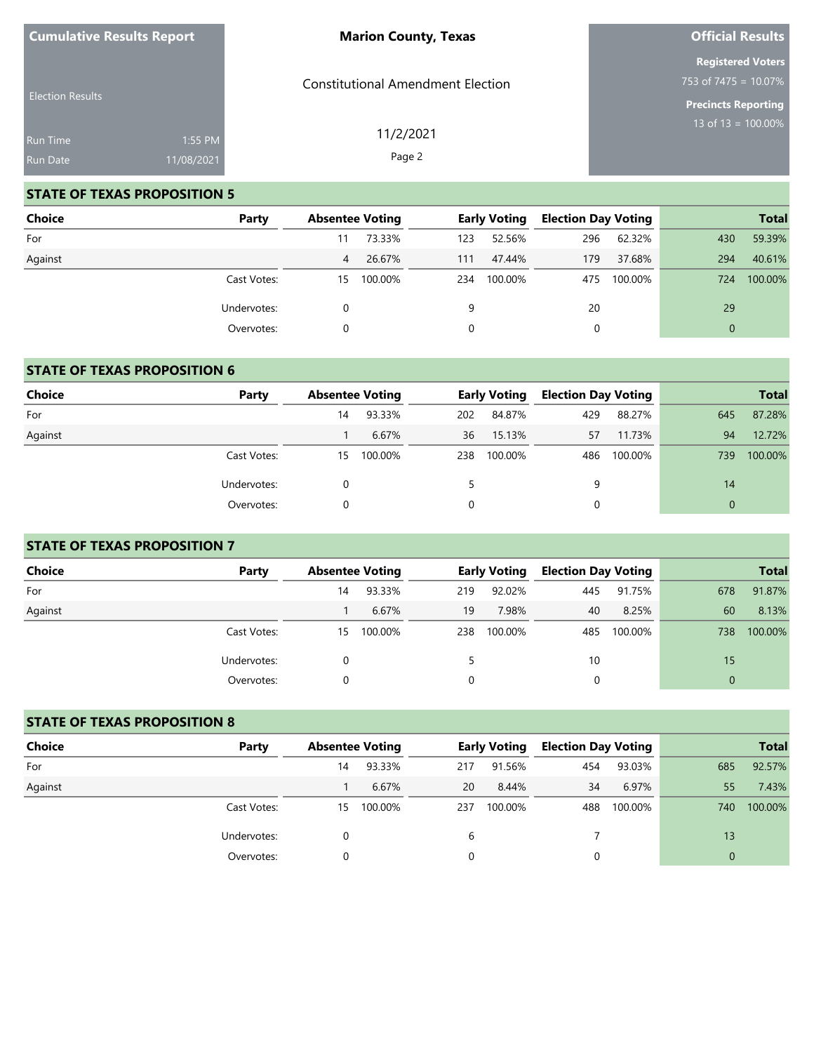**Cumulative Results Report**

Election Results

Run Time 1:55 PM

Run Date 11/08/2021

**Marion County, Texas**

Constitutional Amendment Election

11/2/2021

**Official Results**

**Registered Voters**

753 of 7475 = 10.07%

**Precincts Reporting**

13 of 13 = 100.00%

## STATE OF TEXAS PROPOSITION 5

| Choice | Party | Absentee Voting | | Early Voting | | Election Day Voting | | Total | |
|---|---|---|---|---|---|---|---|---|---|
| For | | 11 | 73.33% | 123 | 52.56% | 296 | 62.32% | 430 | 59.39% |
| Against | | 4 | 26.67% | 111 | 47.44% | 179 | 37.68% | 294 | 40.61% |
| | Cast Votes: | 15 | 100.00% | 234 | 100.00% | 475 | 100.00% | 724 | 100.00% |
| | Undervotes: | 0 | | 9 | | 20 | | 29 | |
| | Overvotes: | 0 | | 0 | | 0 | | 0 | |

## STATE OF TEXAS PROPOSITION 6

| Choice | Party | Absentee Voting | | Early Voting | | Election Day Voting | | Total | |
|---|---|---|---|---|---|---|---|---|---|
| For | | 14 | 93.33% | 202 | 84.87% | 429 | 88.27% | 645 | 87.28% |
| Against | | 1 | 6.67% | 36 | 15.13% | 57 | 11.73% | 94 | 12.72% |
| | Cast Votes: | 15 | 100.00% | 238 | 100.00% | 486 | 100.00% | 739 | 100.00% |
| | Undervotes: | 0 | | 5 | | 9 | | 14 | |
| | Overvotes: | 0 | | 0 | | 0 | | 0 | |

## STATE OF TEXAS PROPOSITION 7

| Choice | Party | Absentee Voting | | Early Voting | | Election Day Voting | | Total | |
|---|---|---|---|---|---|---|---|---|---|
| For | | 14 | 93.33% | 219 | 92.02% | 445 | 91.75% | 678 | 91.87% |
| Against | | 1 | 6.67% | 19 | 7.98% | 40 | 8.25% | 60 | 8.13% |
| | Cast Votes: | 15 | 100.00% | 238 | 100.00% | 485 | 100.00% | 738 | 100.00% |
| | Undervotes: | 0 | | 5 | | 10 | | 15 | |
| | Overvotes: | 0 | | 0 | | 0 | | 0 | |

## STATE OF TEXAS PROPOSITION 8

| Choice | Party | Absentee Voting | | Early Voting | | Election Day Voting | | Total | |
|---|---|---|---|---|---|---|---|---|---|
| For | | 14 | 93.33% | 217 | 91.56% | 454 | 93.03% | 685 | 92.57% |
| Against | | 1 | 6.67% | 20 | 8.44% | 34 | 6.97% | 55 | 7.43% |
| | Cast Votes: | 15 | 100.00% | 237 | 100.00% | 488 | 100.00% | 740 | 100.00% |
| | Undervotes: | 0 | | 6 | | 7 | | 13 | |
| | Overvotes: | 0 | | 0 | | 0 | | 0 | |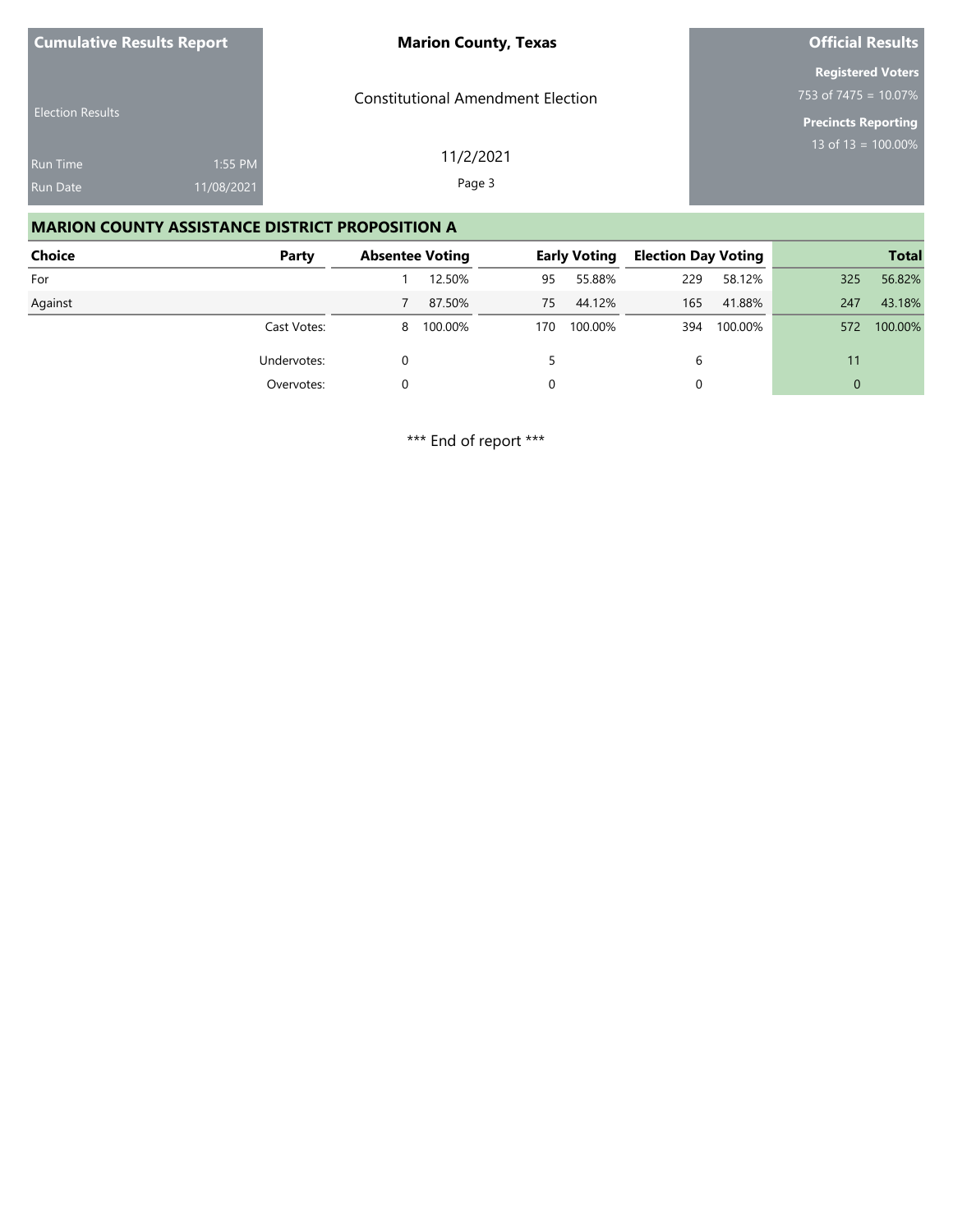| Cumulative Results Report | Marion County, Texas | Official Results |
|---|---|---|
| Election Results | Constitutional Amendment Election | Registered Voters 753 of 7475 = 10.07% |
| Run Time 1:55 PM | 11/2/2021 | Precincts Reporting 13 of 13 = 100.00% |
| Run Date 11/08/2021 | | |

## MARION COUNTY ASSISTANCE DISTRICT PROPOSITION A

| Choice | Party | Absentee Voting | | Early Voting | | Election Day Voting | | Total | |
|---|---|---|---|---|---|---|---|---|---|
| For | | 1 | 12.50% | 95 | 55.88% | 229 | 58.12% | 325 | 56.82% |
| Against | | 7 | 87.50% | 75 | 44.12% | 165 | 41.88% | 247 | 43.18% |
| | Cast Votes: | 8 | 100.00% | 170 | 100.00% | 394 | 100.00% | 572 | 100.00% |
| | Undervotes: | 0 | | 5 | | 6 | | 11 | |
| | Overvotes: | 0 | | 0 | | 0 | | 0 | |

*** End of report ***